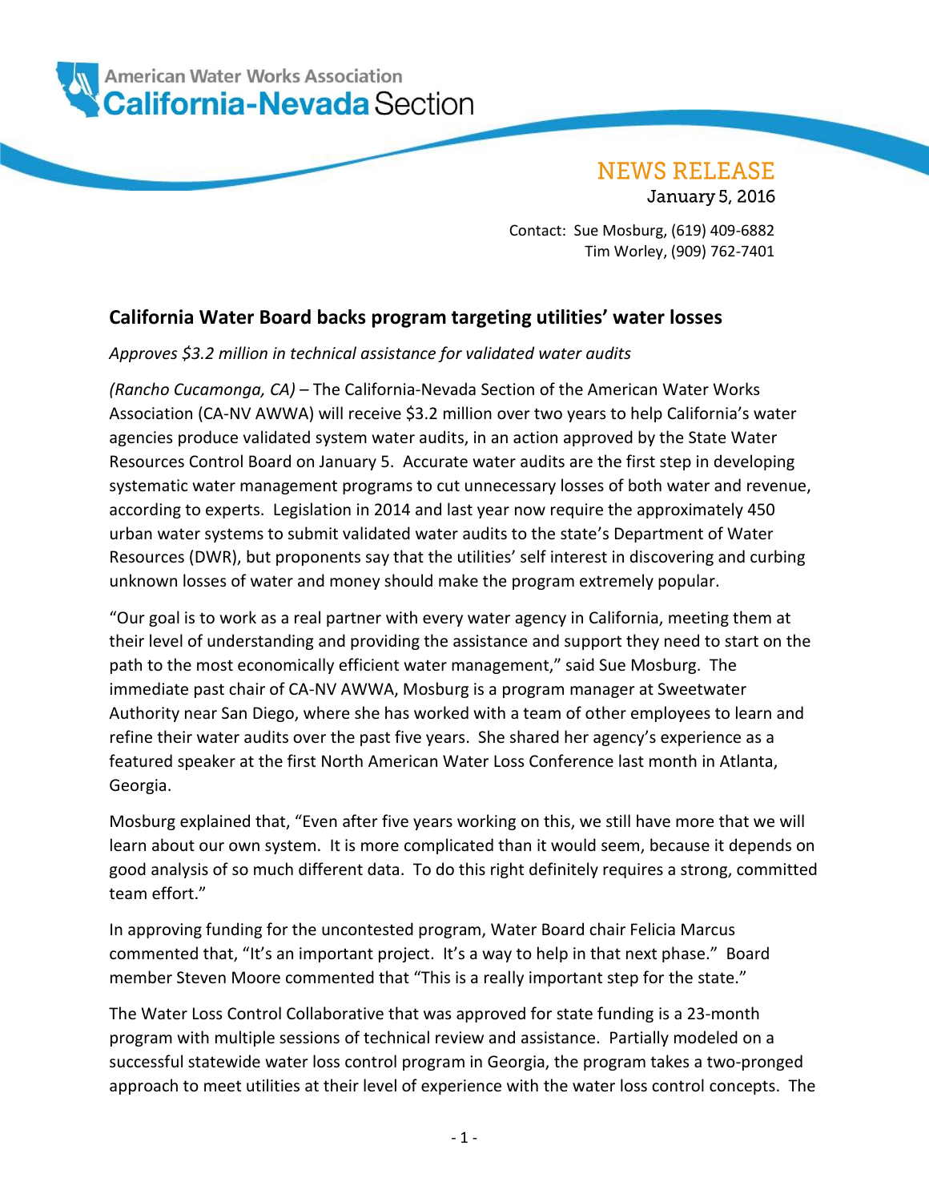American Water Works Association
**California-Nevada Section**

NEWS RELEASE
January 5, 2016

Contact: Sue Mosburg, (619) 409-6882
Tim Worley, (909) 762-7401

## California Water Board backs program targeting utilities' water losses

*Approves $3.2 million in technical assistance for validated water audits*

*(Rancho Cucamonga, CA)* – The California-Nevada Section of the American Water Works Association (CA-NV AWWA) will receive $3.2 million over two years to help California's water agencies produce validated system water audits, in an action approved by the State Water Resources Control Board on January 5. Accurate water audits are the first step in developing systematic water management programs to cut unnecessary losses of both water and revenue, according to experts. Legislation in 2014 and last year now require the approximately 450 urban water systems to submit validated water audits to the state's Department of Water Resources (DWR), but proponents say that the utilities' self interest in discovering and curbing unknown losses of water and money should make the program extremely popular.

"Our goal is to work as a real partner with every water agency in California, meeting them at their level of understanding and providing the assistance and support they need to start on the path to the most economically efficient water management," said Sue Mosburg. The immediate past chair of CA-NV AWWA, Mosburg is a program manager at Sweetwater Authority near San Diego, where she has worked with a team of other employees to learn and refine their water audits over the past five years. She shared her agency's experience as a featured speaker at the first North American Water Loss Conference last month in Atlanta, Georgia.

Mosburg explained that, "Even after five years working on this, we still have more that we will learn about our own system. It is more complicated than it would seem, because it depends on good analysis of so much different data. To do this right definitely requires a strong, committed team effort."

In approving funding for the uncontested program, Water Board chair Felicia Marcus commented that, "It's an important project. It's a way to help in that next phase." Board member Steven Moore commented that "This is a really important step for the state."

The Water Loss Control Collaborative that was approved for state funding is a 23-month program with multiple sessions of technical review and assistance. Partially modeled on a successful statewide water loss control program in Georgia, the program takes a two-pronged approach to meet utilities at their level of experience with the water loss control concepts. The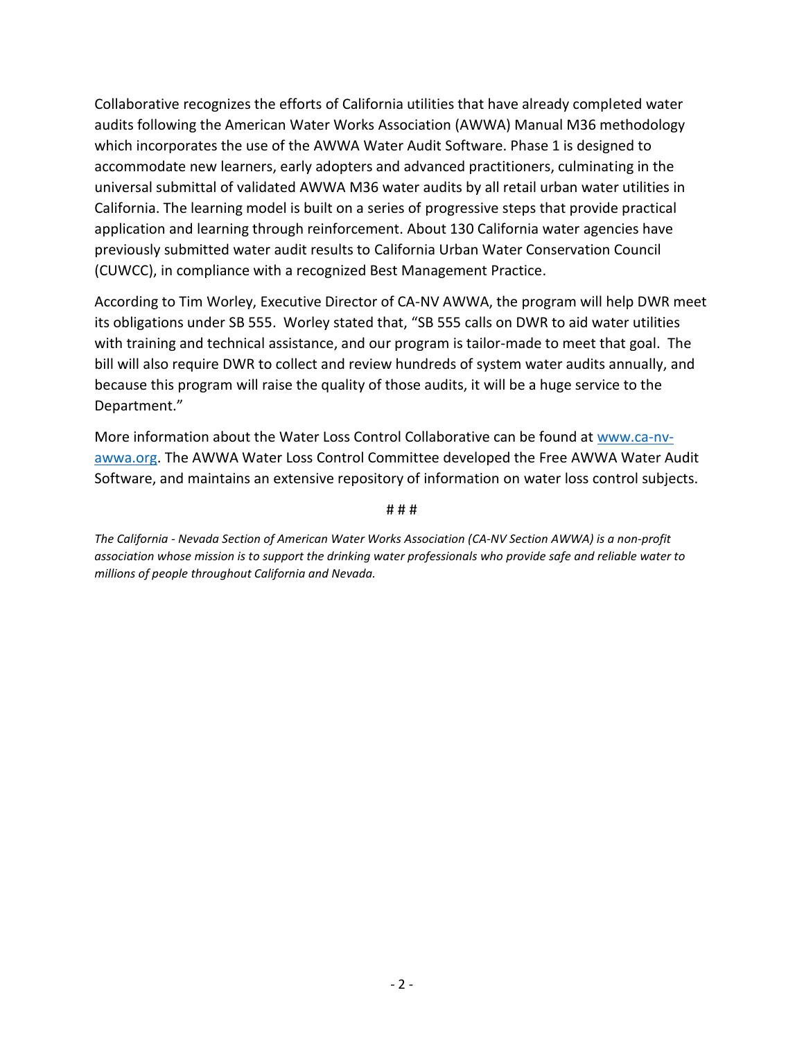Collaborative recognizes the efforts of California utilities that have already completed water audits following the American Water Works Association (AWWA) Manual M36 methodology which incorporates the use of the AWWA Water Audit Software. Phase 1 is designed to accommodate new learners, early adopters and advanced practitioners, culminating in the universal submittal of validated AWWA M36 water audits by all retail urban water utilities in California. The learning model is built on a series of progressive steps that provide practical application and learning through reinforcement. About 130 California water agencies have previously submitted water audit results to California Urban Water Conservation Council (CUWCC), in compliance with a recognized Best Management Practice.

According to Tim Worley, Executive Director of CA-NV AWWA, the program will help DWR meet its obligations under SB 555. Worley stated that, "SB 555 calls on DWR to aid water utilities with training and technical assistance, and our program is tailor-made to meet that goal. The bill will also require DWR to collect and review hundreds of system water audits annually, and because this program will raise the quality of those audits, it will be a huge service to the Department."

More information about the Water Loss Control Collaborative can be found at [www.ca-nv-awwa.org](http://www.ca-nv-awwa.org). The AWWA Water Loss Control Committee developed the Free AWWA Water Audit Software, and maintains an extensive repository of information on water loss control subjects.

# # #

*The California - Nevada Section of American Water Works Association (CA-NV Section AWWA) is a non-profit association whose mission is to support the drinking water professionals who provide safe and reliable water to millions of people throughout California and Nevada.*